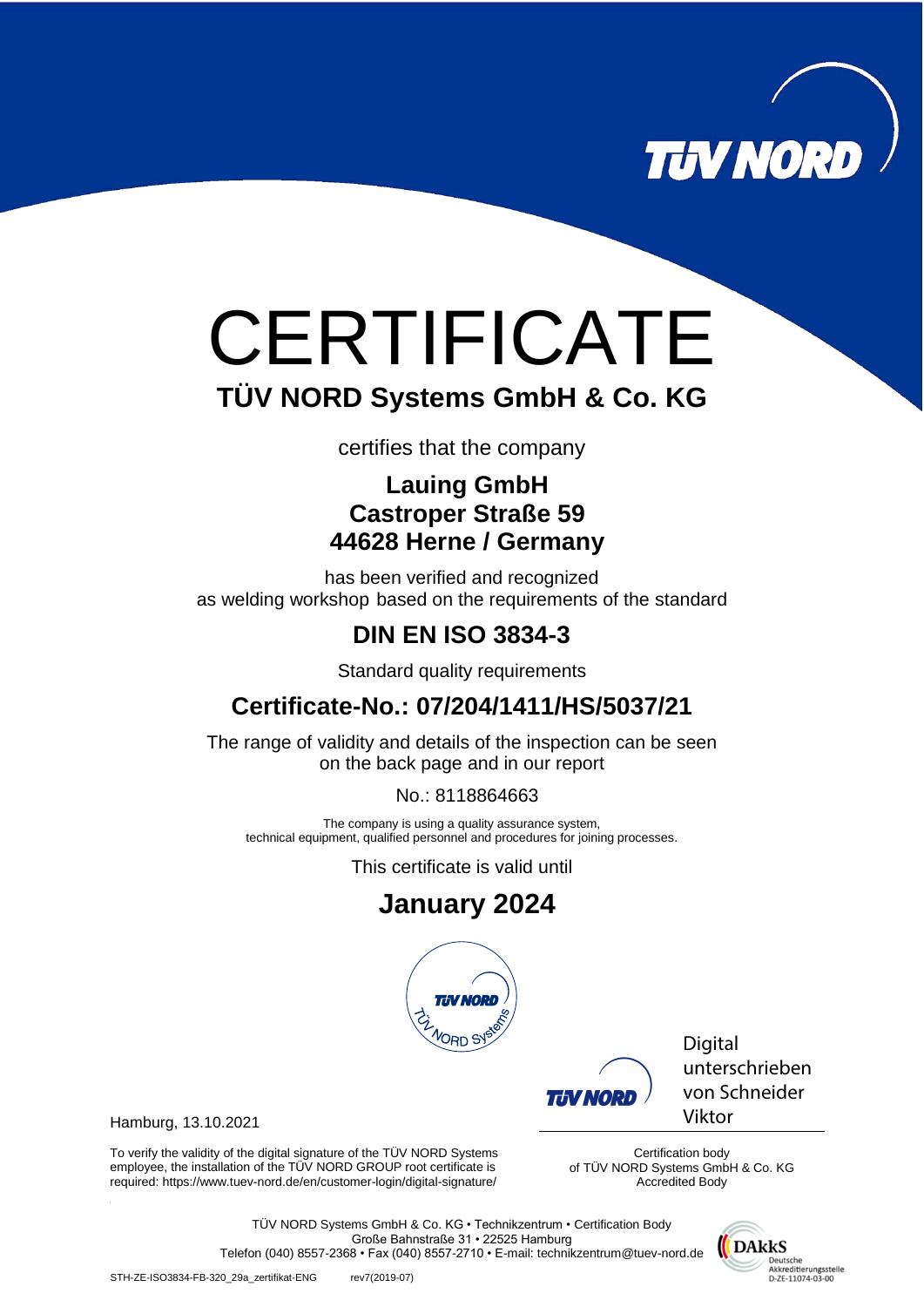# CERTIFICATE

## TÜV NORD Systems GmbH & Co. KG

certifies that the company

**Lauing GmbH**
**Castroper Straße 59**
**44628 Herne / Germany**

has been verified and recognized
as welding workshop based on the requirements of the standard

## DIN EN ISO 3834-3

Standard quality requirements

## Certificate-No.: 07/204/1411/HS/5037/21

The range of validity and details of the inspection can be seen
on the back page and in our report

No.: 8118864663

The company is using a quality assurance system,
technical equipment, qualified personnel and procedures for joining processes.

This certificate is valid until

## January 2024

Hamburg, 13.10.2021

Digital unterschrieben von Schneider Viktor

To verify the validity of the digital signature of the TÜV NORD Systems employee, the installation of the TÜV NORD GROUP root certificate is required: https://www.tuev-nord.de/en/customer-login/digital-signature/

Certification body
of TÜV NORD Systems GmbH & Co. KG
Accredited Body

TÜV NORD Systems GmbH & Co. KG • Technikzentrum • Certification Body
Große Bahnstraße 31 • 22525 Hamburg
Telefon (040) 8557-2368 • Fax (040) 8557-2710 • E-mail: technikzentrum@tuev-nord.de

DAkkS Deutsche Akkreditierungsstelle D-ZE-11074-03-00

STH-ZE-ISO3834-FB-320_29a_zertifikat-ENG rev7(2019-07)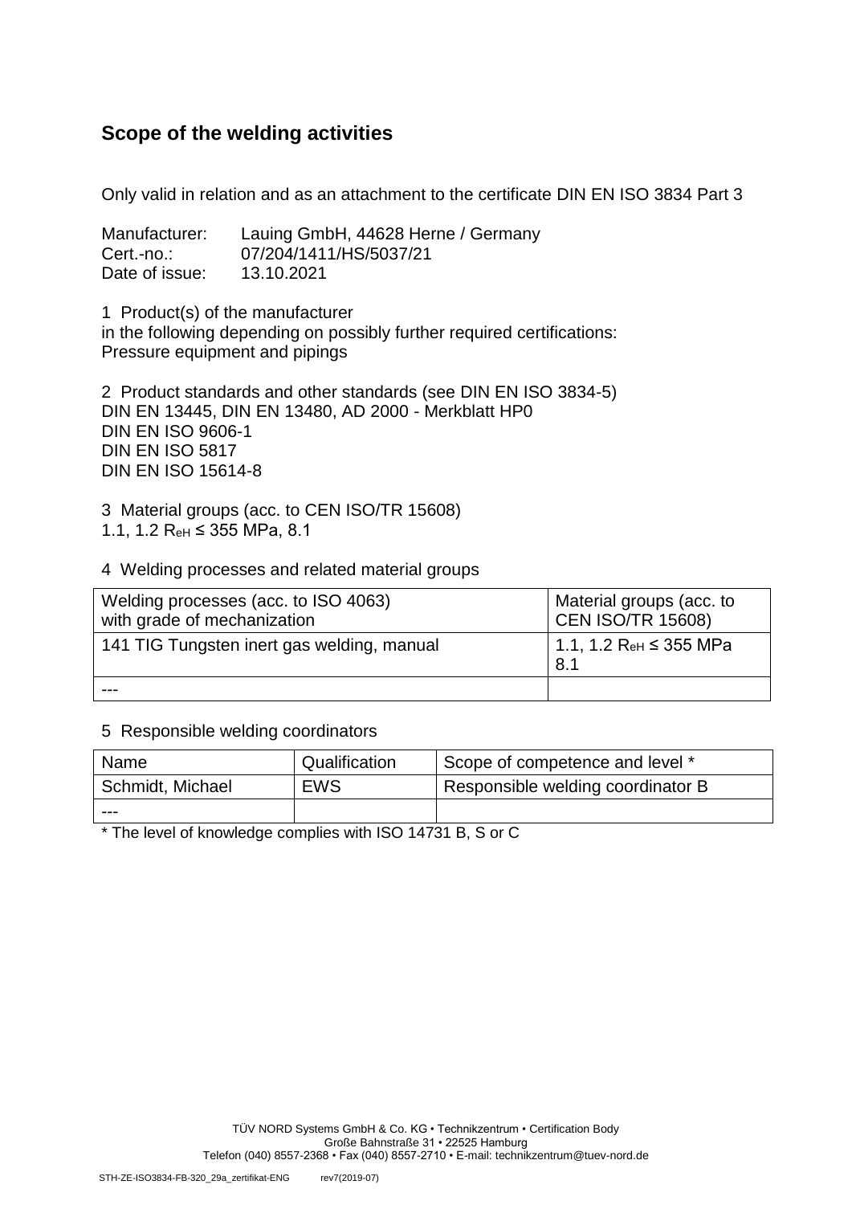## Scope of the welding activities

Only valid in relation and as an attachment to the certificate DIN EN ISO 3834 Part 3

Manufacturer: Lauing GmbH, 44628 Herne / Germany
Cert.-no.: 07/204/1411/HS/5037/21
Date of issue: 13.10.2021

1 Product(s) of the manufacturer
in the following depending on possibly further required certifications:
Pressure equipment and pipings

2 Product standards and other standards (see DIN EN ISO 3834-5)
DIN EN 13445, DIN EN 13480, AD 2000 - Merkblatt HP0
DIN EN ISO 9606-1
DIN EN ISO 5817
DIN EN ISO 15614-8

3 Material groups (acc. to CEN ISO/TR 15608)
1.1, 1.2 $R_{eH}$ ≤ 355 MPa, 8.1

4 Welding processes and related material groups

| Welding processes (acc. to ISO 4063) with grade of mechanization | Material groups (acc. to CEN ISO/TR 15608) |
|---|---|
| 141 TIG Tungsten inert gas welding, manual | 1.1, 1.2 $R_{eH}$ ≤ 355 MPa 8.1 |
| --- | |

5 Responsible welding coordinators

| Name | Qualification | Scope of competence and level * |
|---|---|---|
| Schmidt, Michael | EWS | Responsible welding coordinator B |
| --- | | |

* The level of knowledge complies with ISO 14731 B, S or C

TÜV NORD Systems GmbH & Co. KG • Technikzentrum • Certification Body
Große Bahnstraße 31 • 22525 Hamburg
Telefon (040) 8557-2368 • Fax (040) 8557-2710 • E-mail: technikzentrum@tuev-nord.de

STH-ZE-ISO3834-FB-320_29a_zertifikat-ENG rev7(2019-07)